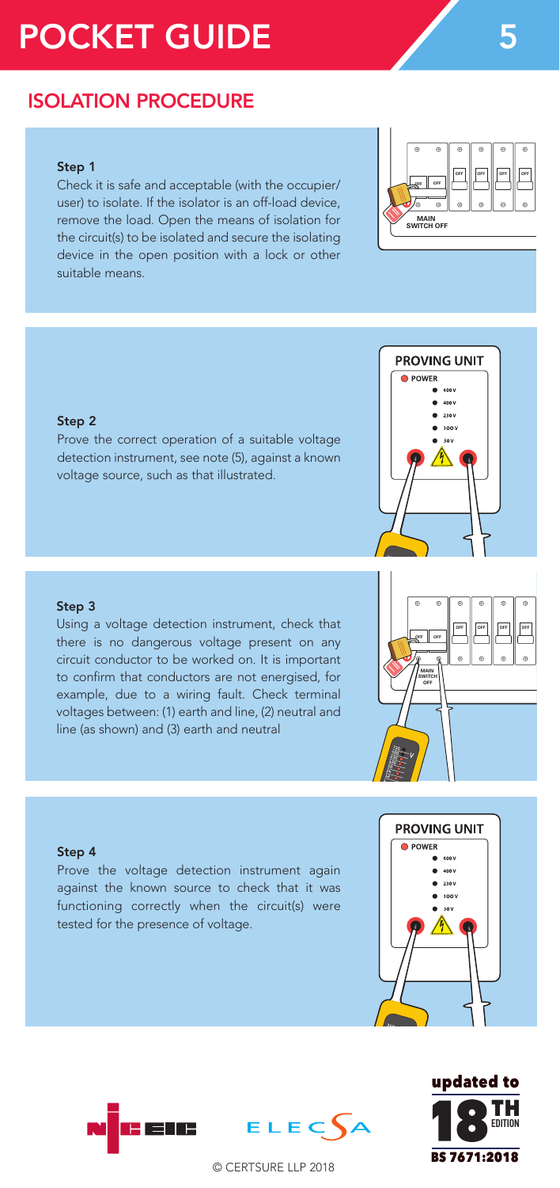# POCKET GUIDE 5

## ISOLATION PROCEDURE

### Step 1

Check it is safe and acceptable (with the occupier/user) to isolate. If the isolator is an off-load device, remove the load. Open the means of isolation for the circuit(s) to be isolated and secure the isolating device in the open position with a lock or other suitable means.

### Step 2

Prove the correct operation of a suitable voltage detection instrument, see note (5), against a known voltage source, such as that illustrated.

### Step 3

Using a voltage detection instrument, check that there is no dangerous voltage present on any circuit conductor to be worked on. It is important to confirm that conductors are not energised, for example, due to a wiring fault. Check terminal voltages between: (1) earth and line, (2) neutral and line (as shown) and (3) earth and neutral

### Step 4

Prove the voltage detection instrument again against the known source to check that it was functioning correctly when the circuit(s) were tested for the presence of voltage.

updated to 18TH EDITION BS 7671:2018

© CERTSURE LLP 2018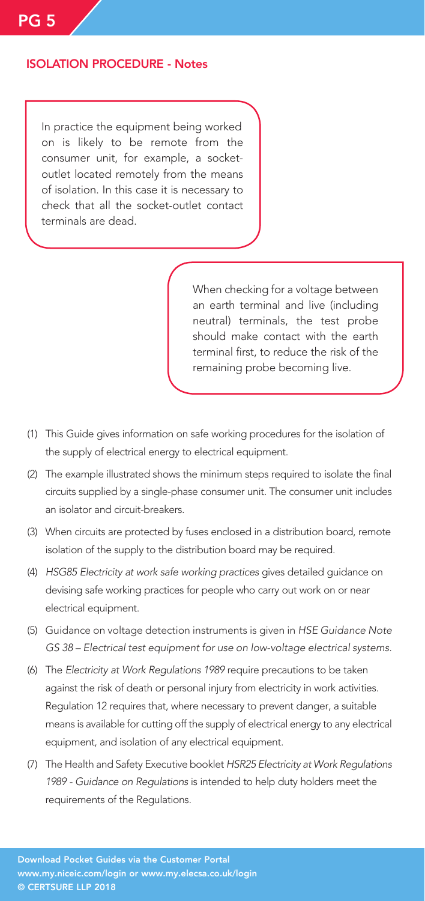## ISOLATION PROCEDURE - Notes

In practice the equipment being worked on is likely to be remote from the consumer unit, for example, a socket-outlet located remotely from the means of isolation. In this case it is necessary to check that all the socket-outlet contact terminals are dead.

When checking for a voltage between an earth terminal and live (including neutral) terminals, the test probe should make contact with the earth terminal first, to reduce the risk of the remaining probe becoming live.

(1) This Guide gives information on safe working procedures for the isolation of the supply of electrical energy to electrical equipment.

(2) The example illustrated shows the minimum steps required to isolate the final circuits supplied by a single-phase consumer unit. The consumer unit includes an isolator and circuit-breakers.

(3) When circuits are protected by fuses enclosed in a distribution board, remote isolation of the supply to the distribution board may be required.

(4) *HSG85 Electricity at work safe working practices* gives detailed guidance on devising safe working practices for people who carry out work on or near electrical equipment.

(5) Guidance on voltage detection instruments is given in *HSE Guidance Note GS 38 – Electrical test equipment for use on low-voltage electrical systems*.

(6) The *Electricity at Work Regulations 1989* require precautions to be taken against the risk of death or personal injury from electricity in work activities. Regulation 12 requires that, where necessary to prevent danger, a suitable means is available for cutting off the supply of electrical energy to any electrical equipment, and isolation of any electrical equipment.

(7) The Health and Safety Executive booklet *HSR25 Electricity at Work Regulations 1989 - Guidance on Regulations* is intended to help duty holders meet the requirements of the Regulations.

Download Pocket Guides via the Customer Portal
www.my.niceic.com/login or www.my.elecsa.co.uk/login
© CERTSURE LLP 2018